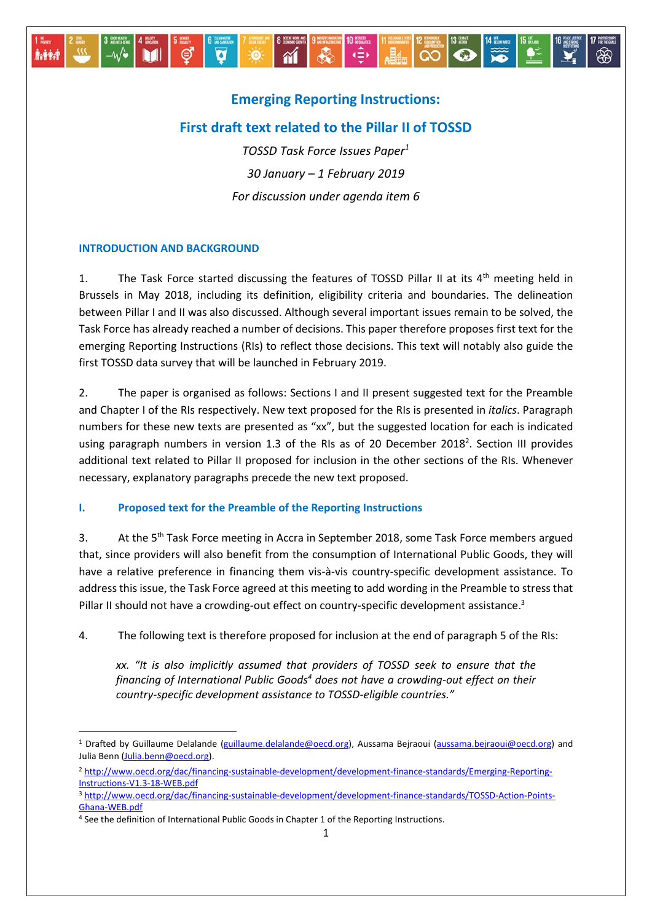# Emerging Reporting Instructions:

## First draft text related to the Pillar II of TOSSD

*TOSSD Task Force Issues Paper*[1]

*30 January – 1 February 2019*

*For discussion under agenda item 6*

### INTRODUCTION AND BACKGROUND

1. The Task Force started discussing the features of TOSSD Pillar II at its 4th meeting held in Brussels in May 2018, including its definition, eligibility criteria and boundaries. The delineation between Pillar I and II was also discussed. Although several important issues remain to be solved, the Task Force has already reached a number of decisions. This paper therefore proposes first text for the emerging Reporting Instructions (RIs) to reflect those decisions. This text will notably also guide the first TOSSD data survey that will be launched in February 2019.

2. The paper is organised as follows: Sections I and II present suggested text for the Preamble and Chapter I of the RIs respectively. New text proposed for the RIs is presented in *italics*. Paragraph numbers for these new texts are presented as "xx", but the suggested location for each is indicated using paragraph numbers in version 1.3 of the RIs as of 20 December 2018[2]. Section III provides additional text related to Pillar II proposed for inclusion in the other sections of the RIs. Whenever necessary, explanatory paragraphs precede the new text proposed.

### I. Proposed text for the Preamble of the Reporting Instructions

3. At the 5th Task Force meeting in Accra in September 2018, some Task Force members argued that, since providers will also benefit from the consumption of International Public Goods, they will have a relative preference in financing them vis-à-vis country-specific development assistance. To address this issue, the Task Force agreed at this meeting to add wording in the Preamble to stress that Pillar II should not have a crowding-out effect on country-specific development assistance.[3]

4. The following text is therefore proposed for inclusion at the end of paragraph 5 of the RIs:

> *xx. "It is also implicitly assumed that providers of TOSSD seek to ensure that the financing of International Public Goods*[4] *does not have a crowding-out effect on their country-specific development assistance to TOSSD-eligible countries."*

---

[1] Drafted by Guillaume Delalande (guillaume.delalande@oecd.org), Aussama Bejraoui (aussama.bejraoui@oecd.org) and Julia Benn (Julia.benn@oecd.org).

[2] http://www.oecd.org/dac/financing-sustainable-development/development-finance-standards/Emerging-Reporting-Instructions-V1.3-18-WEB.pdf

[3] http://www.oecd.org/dac/financing-sustainable-development/development-finance-standards/TOSSD-Action-Points-Ghana-WEB.pdf

[4] See the definition of International Public Goods in Chapter 1 of the Reporting Instructions.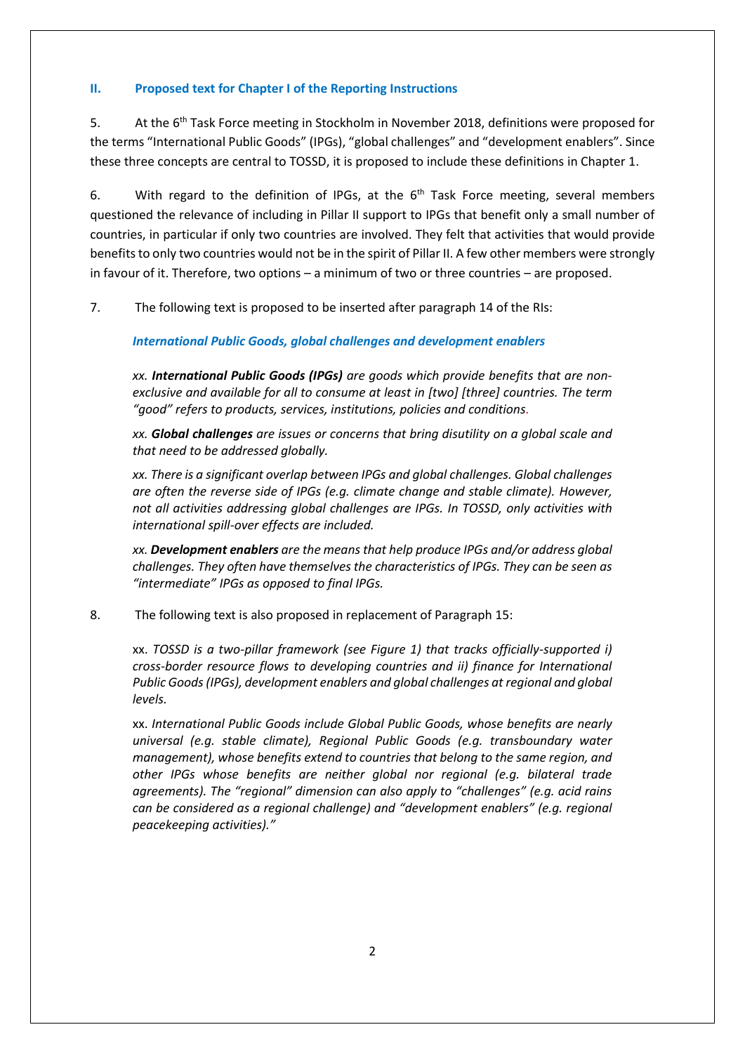## II. Proposed text for Chapter I of the Reporting Instructions

5. At the 6th Task Force meeting in Stockholm in November 2018, definitions were proposed for the terms "International Public Goods" (IPGs), "global challenges" and "development enablers". Since these three concepts are central to TOSSD, it is proposed to include these definitions in Chapter 1.

6. With regard to the definition of IPGs, at the 6th Task Force meeting, several members questioned the relevance of including in Pillar II support to IPGs that benefit only a small number of countries, in particular if only two countries are involved. They felt that activities that would provide benefits to only two countries would not be in the spirit of Pillar II. A few other members were strongly in favour of it. Therefore, two options – a minimum of two or three countries – are proposed.

7. The following text is proposed to be inserted after paragraph 14 of the RIs:

> ***International Public Goods, global challenges and development enablers***
>
> *xx. **International Public Goods (IPGs)** are goods which provide benefits that are non-exclusive and available for all to consume at least in [two] [three] countries. The term "good" refers to products, services, institutions, policies and conditions.*
>
> *xx. **Global challenges** are issues or concerns that bring disutility on a global scale and that need to be addressed globally.*
>
> *xx. There is a significant overlap between IPGs and global challenges. Global challenges are often the reverse side of IPGs (e.g. climate change and stable climate). However, not all activities addressing global challenges are IPGs. In TOSSD, only activities with international spill-over effects are included.*
>
> *xx. **Development enablers** are the means that help produce IPGs and/or address global challenges. They often have themselves the characteristics of IPGs. They can be seen as "intermediate" IPGs as opposed to final IPGs.*

8. The following text is also proposed in replacement of Paragraph 15:

> xx. *TOSSD is a two-pillar framework (see Figure 1) that tracks officially-supported i) cross-border resource flows to developing countries and ii) finance for International Public Goods (IPGs), development enablers and global challenges at regional and global levels.*
>
> xx. *International Public Goods include Global Public Goods, whose benefits are nearly universal (e.g. stable climate), Regional Public Goods (e.g. transboundary water management), whose benefits extend to countries that belong to the same region, and other IPGs whose benefits are neither global nor regional (e.g. bilateral trade agreements). The "regional" dimension can also apply to "challenges" (e.g. acid rains can be considered as a regional challenge) and "development enablers" (e.g. regional peacekeeping activities)."*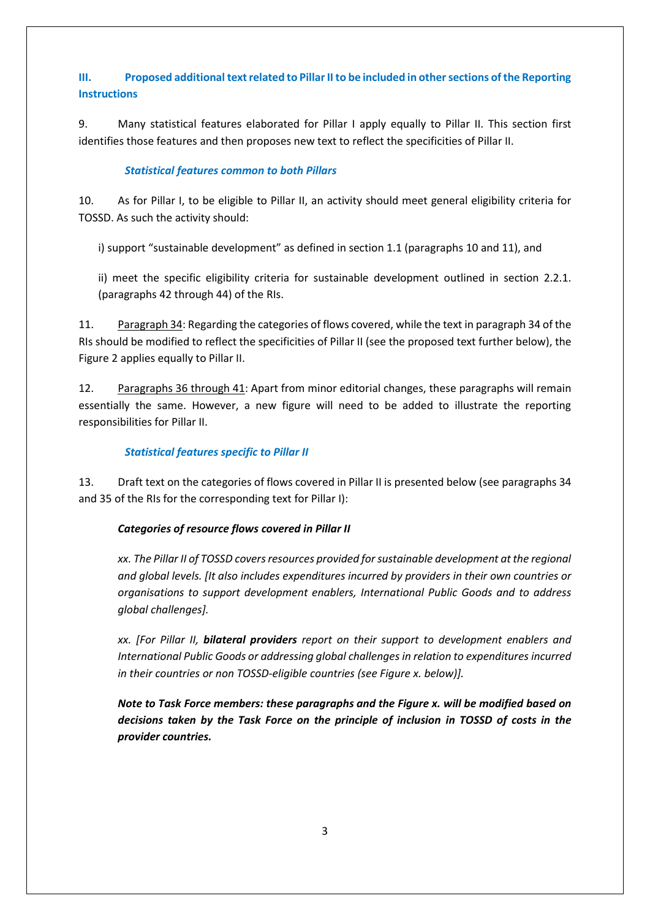## III. Proposed additional text related to Pillar II to be included in other sections of the Reporting Instructions

9. Many statistical features elaborated for Pillar I apply equally to Pillar II. This section first identifies those features and then proposes new text to reflect the specificities of Pillar II.

### *Statistical features common to both Pillars*

10. As for Pillar I, to be eligible to Pillar II, an activity should meet general eligibility criteria for TOSSD. As such the activity should:

i) support "sustainable development" as defined in section 1.1 (paragraphs 10 and 11), and

ii) meet the specific eligibility criteria for sustainable development outlined in section 2.2.1. (paragraphs 42 through 44) of the RIs.

11. Paragraph 34: Regarding the categories of flows covered, while the text in paragraph 34 of the RIs should be modified to reflect the specificities of Pillar II (see the proposed text further below), the Figure 2 applies equally to Pillar II.

12. Paragraphs 36 through 41: Apart from minor editorial changes, these paragraphs will remain essentially the same. However, a new figure will need to be added to illustrate the reporting responsibilities for Pillar II.

### *Statistical features specific to Pillar II*

13. Draft text on the categories of flows covered in Pillar II is presented below (see paragraphs 34 and 35 of the RIs for the corresponding text for Pillar I):

***Categories of resource flows covered in Pillar II***

*xx. The Pillar II of TOSSD covers resources provided for sustainable development at the regional and global levels. [It also includes expenditures incurred by providers in their own countries or organisations to support development enablers, International Public Goods and to address global challenges].*

*xx. [For Pillar II, **bilateral providers** report on their support to development enablers and International Public Goods or addressing global challenges in relation to expenditures incurred in their countries or non TOSSD-eligible countries (see Figure x. below)].*

***Note to Task Force members: these paragraphs and the Figure x. will be modified based on decisions taken by the Task Force on the principle of inclusion in TOSSD of costs in the provider countries.***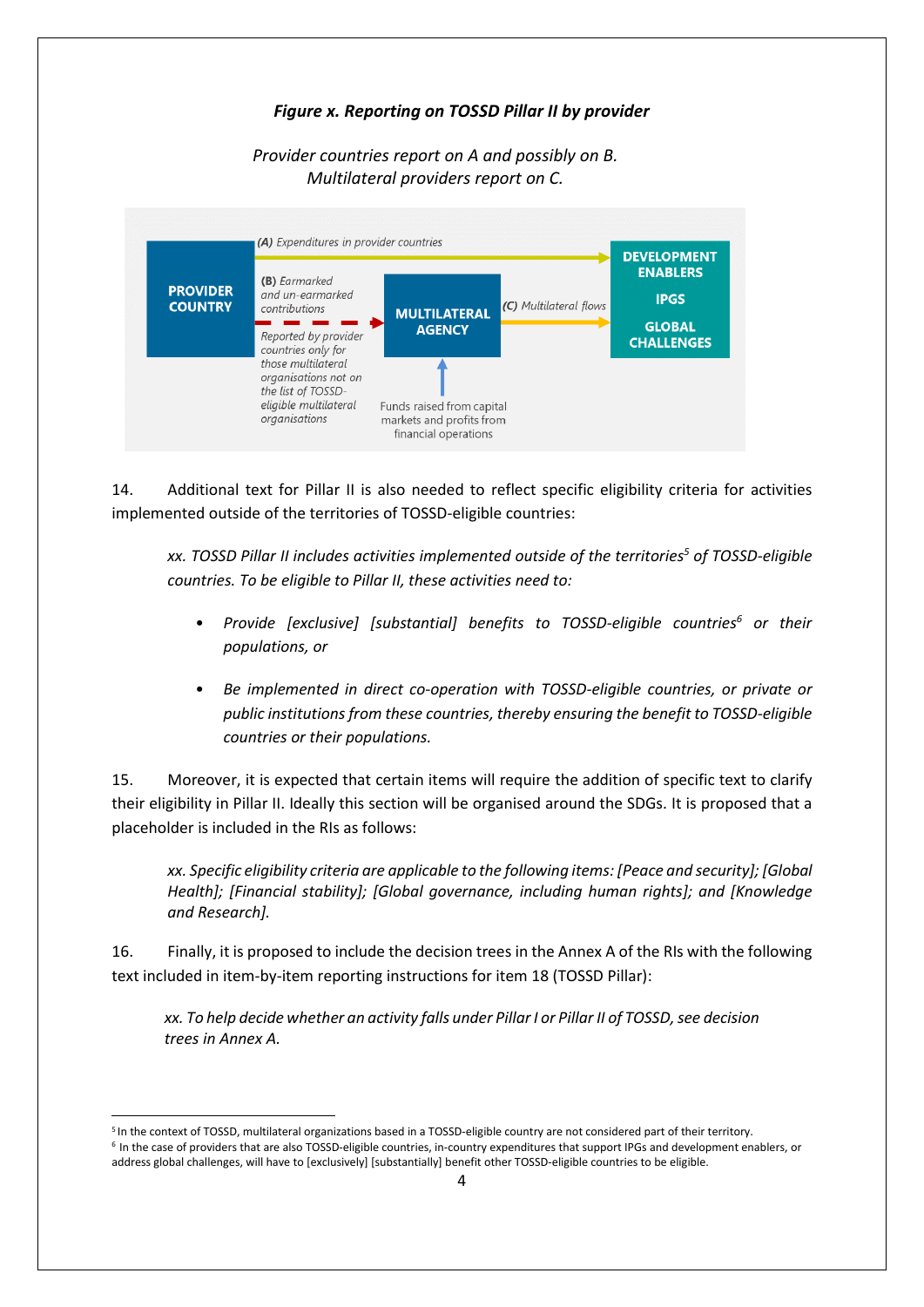***Figure x. Reporting on TOSSD Pillar II by provider***

*Provider countries report on A and possibly on B.*
*Multilateral providers report on C.*

**PROVIDER COUNTRY**

*(A) Expenditures in provider countries*

*(B) Earmarked and un-earmarked contributions*

*Reported by provider countries only for those multilateral organisations not on the list of TOSSD-eligible multilateral organisations*

**MULTILATERAL AGENCY**

Funds raised from capital markets and profits from financial operations

*(C) Multilateral flows*

**DEVELOPMENT ENABLERS**

**IPGS**

**GLOBAL CHALLENGES**

14. Additional text for Pillar II is also needed to reflect specific eligibility criteria for activities implemented outside of the territories of TOSSD-eligible countries:

> *xx. TOSSD Pillar II includes activities implemented outside of the territories[5] of TOSSD-eligible countries. To be eligible to Pillar II, these activities need to:*
>
> - *Provide [exclusive] [substantial] benefits to TOSSD-eligible countries[6] or their populations, or*
> - *Be implemented in direct co-operation with TOSSD-eligible countries, or private or public institutions from these countries, thereby ensuring the benefit to TOSSD-eligible countries or their populations.*

15. Moreover, it is expected that certain items will require the addition of specific text to clarify their eligibility in Pillar II. Ideally this section will be organised around the SDGs. It is proposed that a placeholder is included in the RIs as follows:

> *xx. Specific eligibility criteria are applicable to the following items: [Peace and security]; [Global Health]; [Financial stability]; [Global governance, including human rights]; and [Knowledge and Research].*

16. Finally, it is proposed to include the decision trees in the Annex A of the RIs with the following text included in item-by-item reporting instructions for item 18 (TOSSD Pillar):

> *xx. To help decide whether an activity falls under Pillar I or Pillar II of TOSSD, see decision trees in Annex A.*

---

[5] In the context of TOSSD, multilateral organizations based in a TOSSD-eligible country are not considered part of their territory.

[6] In the case of providers that are also TOSSD-eligible countries, in-country expenditures that support IPGs and development enablers, or address global challenges, will have to [exclusively] [substantially] benefit other TOSSD-eligible countries to be eligible.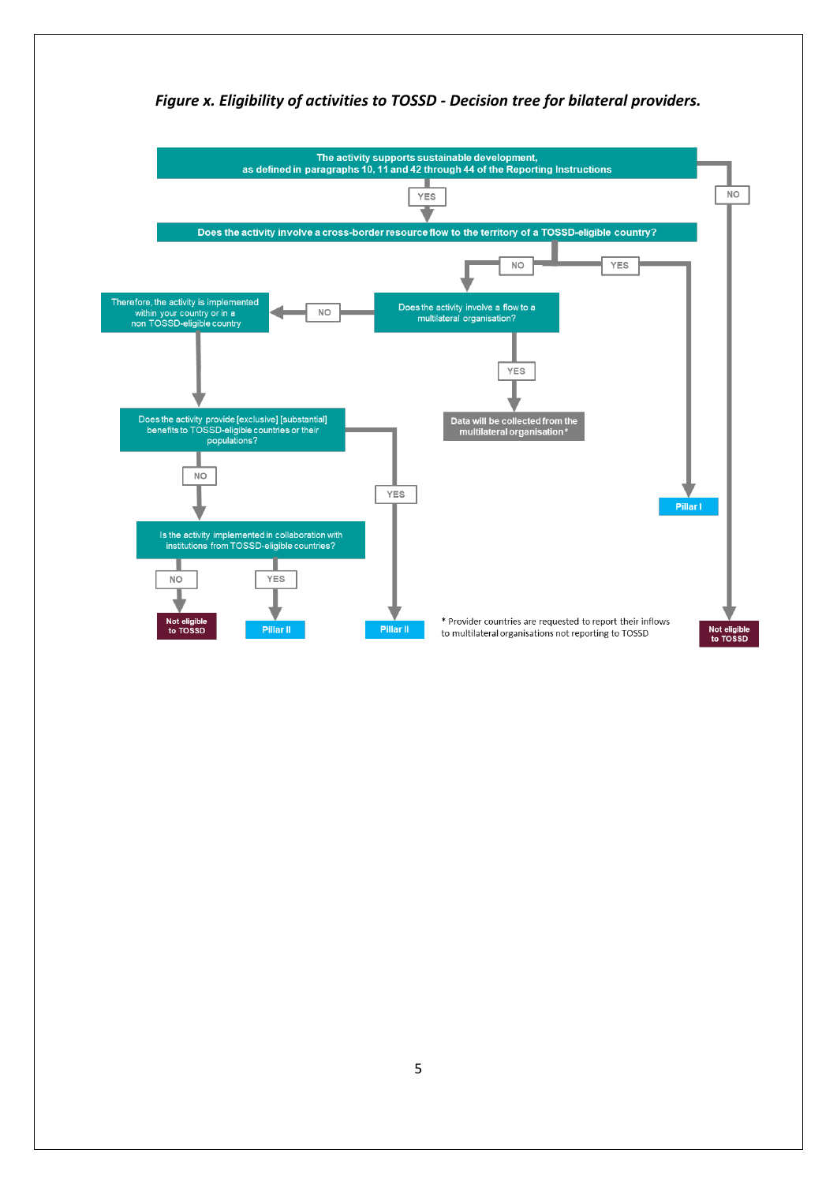*Figure x. Eligibility of activities to TOSSD - Decision tree for bilateral providers.*

The activity supports sustainable development, as defined in paragraphs 10, 11 and 42 through 44 of the Reporting Instructions

- NO → Not eligible to TOSSD
- YES → Does the activity involve a cross-border resource flow to the territory of a TOSSD-eligible country?
  - YES → Pillar I
  - NO → Does the activity involve a flow to a multilateral organisation?
    - YES → Data will be collected from the multilateral organisation*
    - NO → Therefore, the activity is implemented within your country or in a non TOSSD-eligible country → Does the activity provide [exclusive] [substantial] benefits to TOSSD-eligible countries or their populations?
      - YES → Pillar II
      - NO → Is the activity implemented in collaboration with institutions from TOSSD-eligible countries?
        - YES → Pillar II
        - NO → Not eligible to TOSSD

\* Provider countries are requested to report their inflows to multilateral organisations not reporting to TOSSD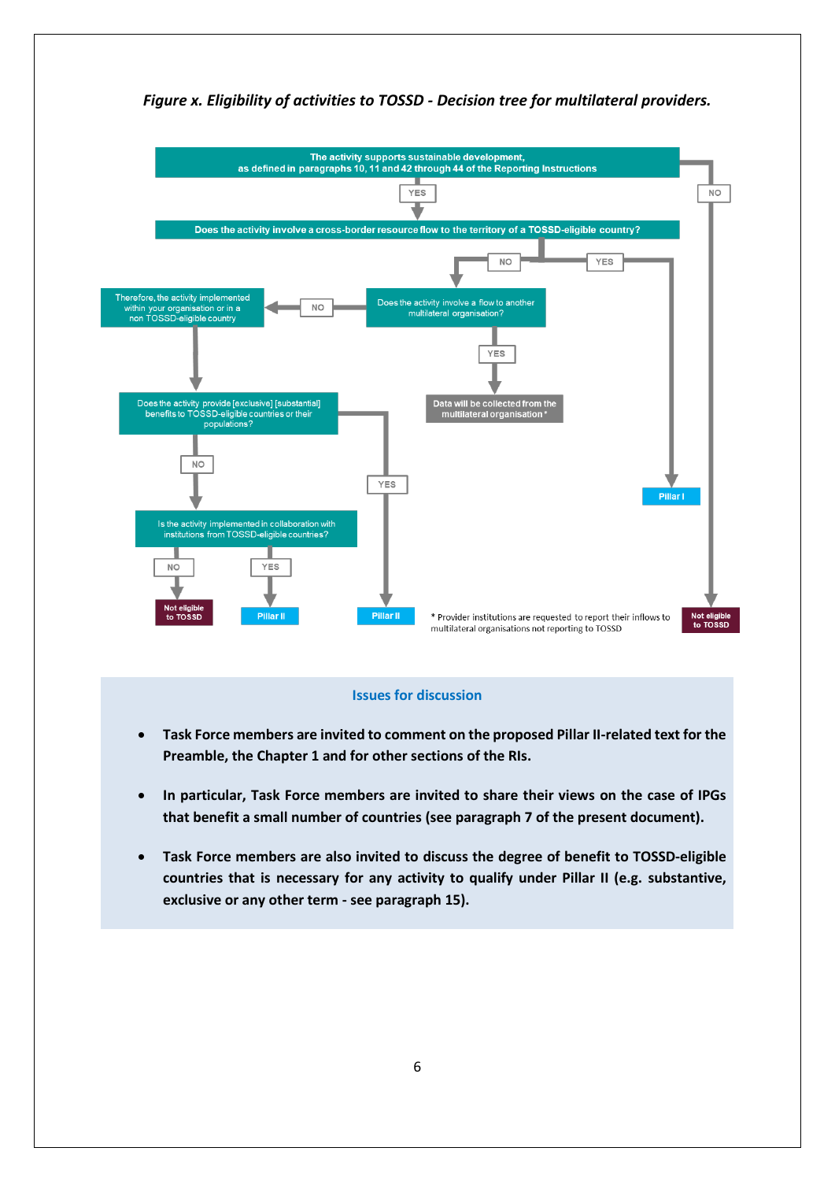*Figure x. Eligibility of activities to TOSSD - Decision tree for multilateral providers.*

The activity supports sustainable development, as defined in paragraphs 10, 11 and 42 through 44 of the Reporting Instructions

YES

NO

Does the activity involve a cross-border resource flow to the territory of a TOSSD-eligible country?

NO

YES

Therefore, the activity implemented within your organisation or in a non TOSSD-eligible country

NO

Does the activity involve a flow to another multilateral organisation?

YES

Data will be collected from the multilateral organisation *

Does the activity provide [exclusive] [substantial] benefits to TOSSD-eligible countries or their populations?

NO

YES

Pillar I

Is the activity implemented in collaboration with institutions from TOSSD-eligible countries?

NO

YES

Not eligible to TOSSD

Pillar II

Pillar II

\* Provider institutions are requested to report their inflows to multilateral organisations not reporting to TOSSD

Not eligible to TOSSD

### Issues for discussion

- **Task Force members are invited to comment on the proposed Pillar II-related text for the Preamble, the Chapter 1 and for other sections of the RIs.**
- **In particular, Task Force members are invited to share their views on the case of IPGs that benefit a small number of countries (see paragraph 7 of the present document).**
- **Task Force members are also invited to discuss the degree of benefit to TOSSD-eligible countries that is necessary for any activity to qualify under Pillar II (e.g. substantive, exclusive or any other term - see paragraph 15).**